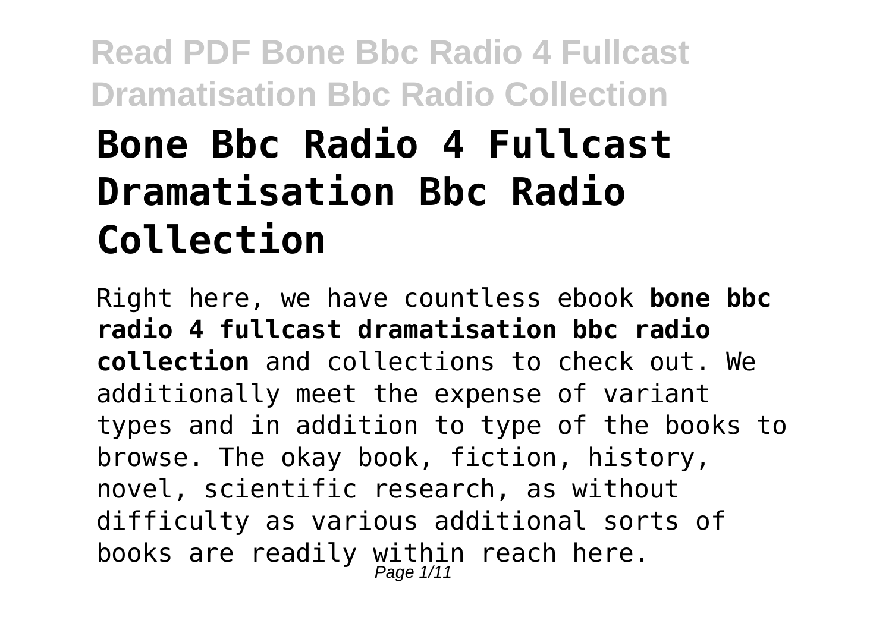# Bone Bbc Radio 4 Fullcast Dramatisation Bbc Radio Collection

Right here, we have countless ebook **bone bbc radio 4 fullcast dramatisation bbc radio collection** and collections to check out. We additionally meet the expense of variant types and in addition to type of the books to browse. The okay book, fiction, history, novel, scientific research, as without difficulty as various additional sorts of books are readily within reach here.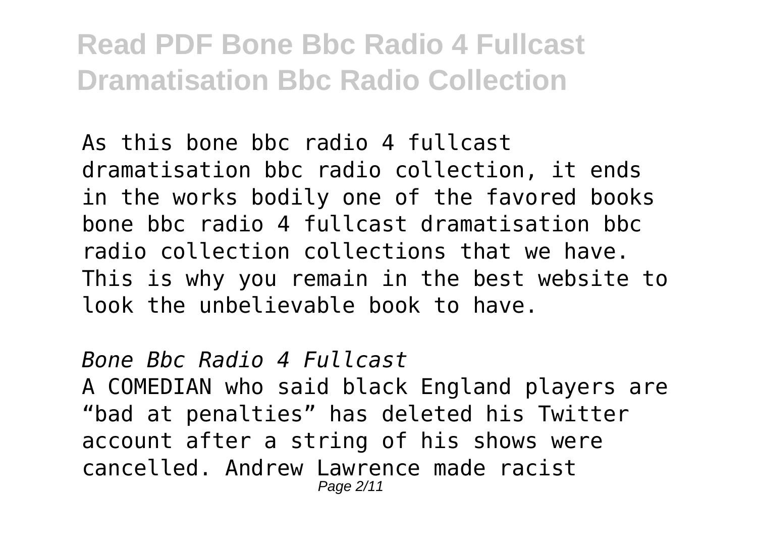As this bone bbc radio 4 fullcast dramatisation bbc radio collection, it ends in the works bodily one of the favored books bone bbc radio 4 fullcast dramatisation bbc radio collection collections that we have. This is why you remain in the best website to look the unbelievable book to have.

*Bone Bbc Radio 4 Fullcast*

A COMEDIAN who said black England players are "bad at penalties" has deleted his Twitter account after a string of his shows were cancelled. Andrew Lawrence made racist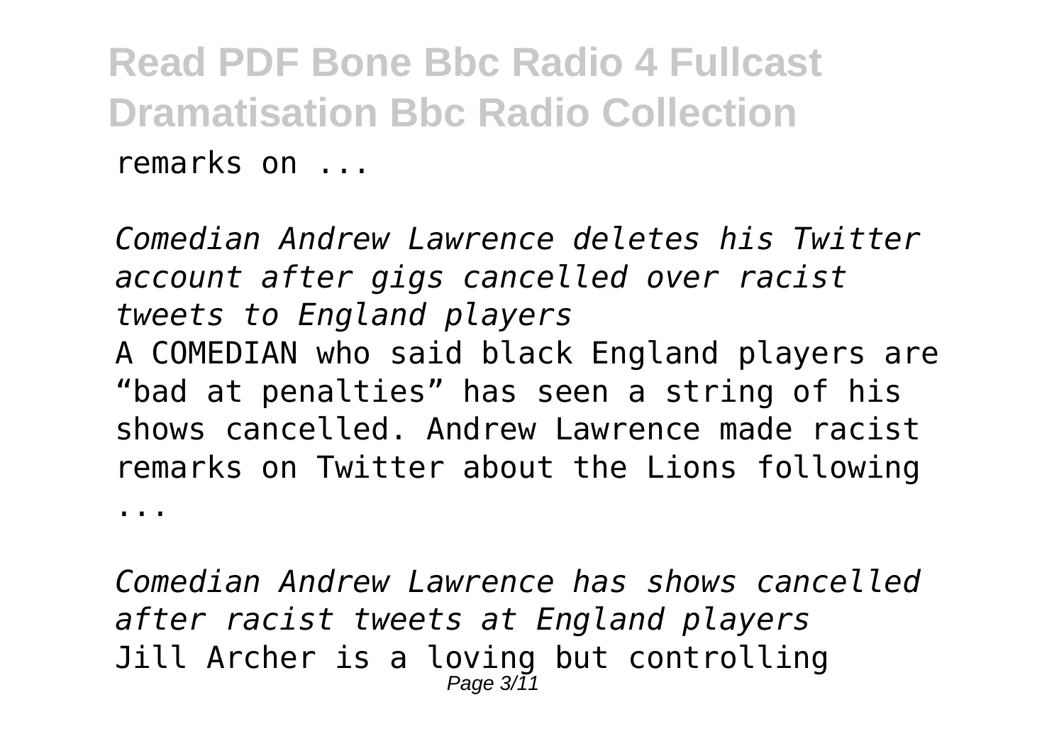remarks on ...

*Comedian Andrew Lawrence deletes his Twitter account after gigs cancelled over racist tweets to England players*

A COMEDIAN who said black England players are "bad at penalties" has seen a string of his shows cancelled. Andrew Lawrence made racist remarks on Twitter about the Lions following ...

*Comedian Andrew Lawrence has shows cancelled after racist tweets at England players*

Jill Archer is a loving but controlling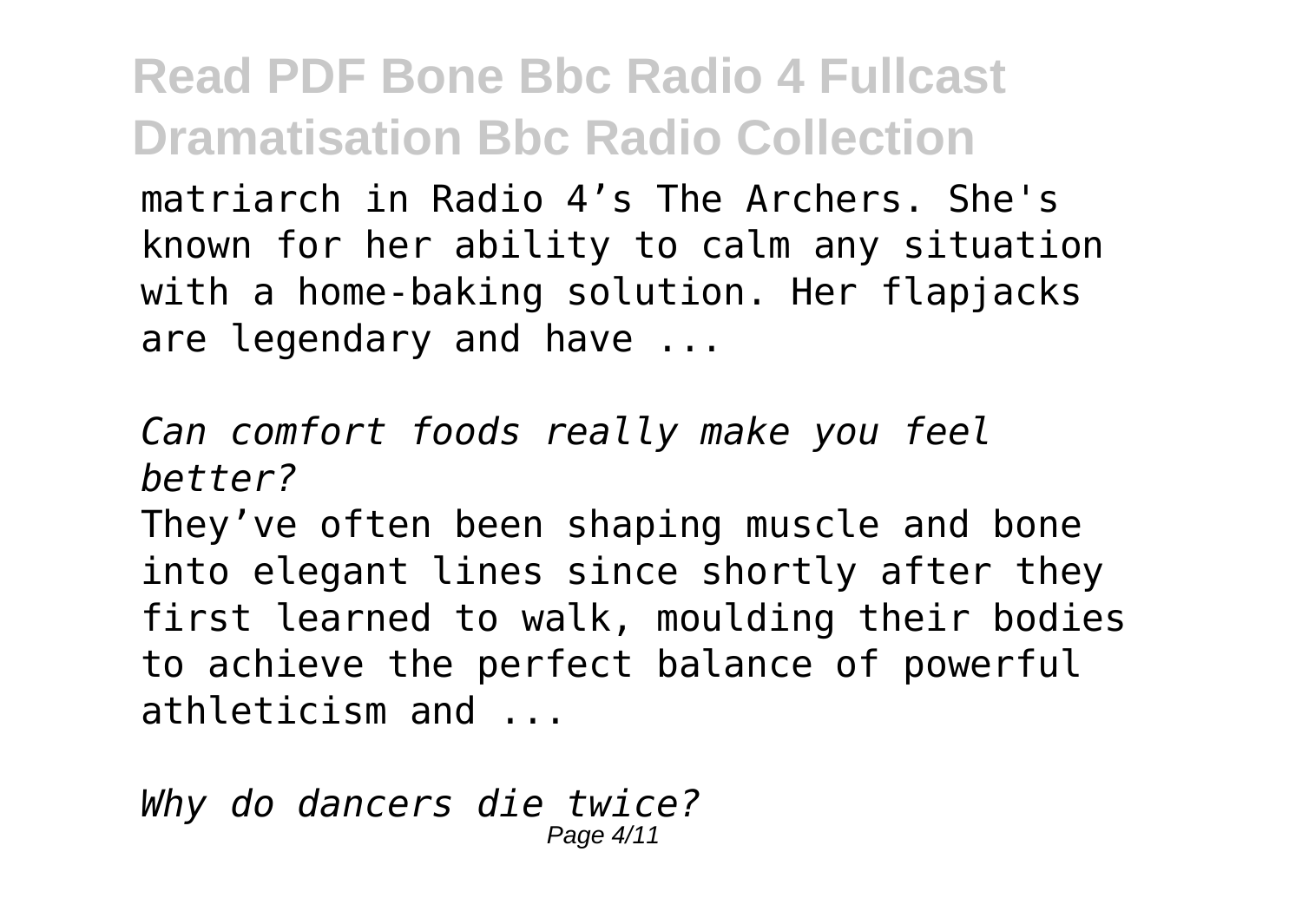matriarch in Radio 4’s The Archers. She's known for her ability to calm any situation with a home-baking solution. Her flapjacks are legendary and have ...

*Can comfort foods really make you feel better?*

They’ve often been shaping muscle and bone into elegant lines since shortly after they first learned to walk, moulding their bodies to achieve the perfect balance of powerful athleticism and ...

*Why do dancers die twice?*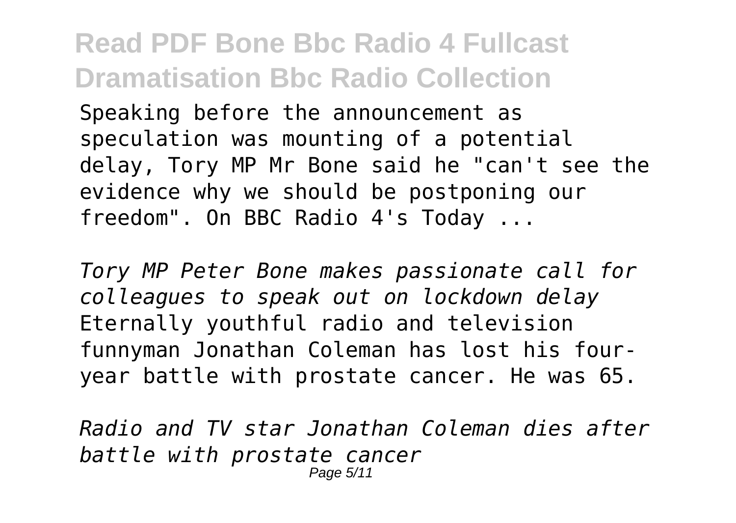Speaking before the announcement as speculation was mounting of a potential delay, Tory MP Mr Bone said he "can't see the evidence why we should be postponing our freedom". On BBC Radio 4's Today ...

*Tory MP Peter Bone makes passionate call for colleagues to speak out on lockdown delay*

Eternally youthful radio and television funnyman Jonathan Coleman has lost his four-year battle with prostate cancer. He was 65.

*Radio and TV star Jonathan Coleman dies after battle with prostate cancer*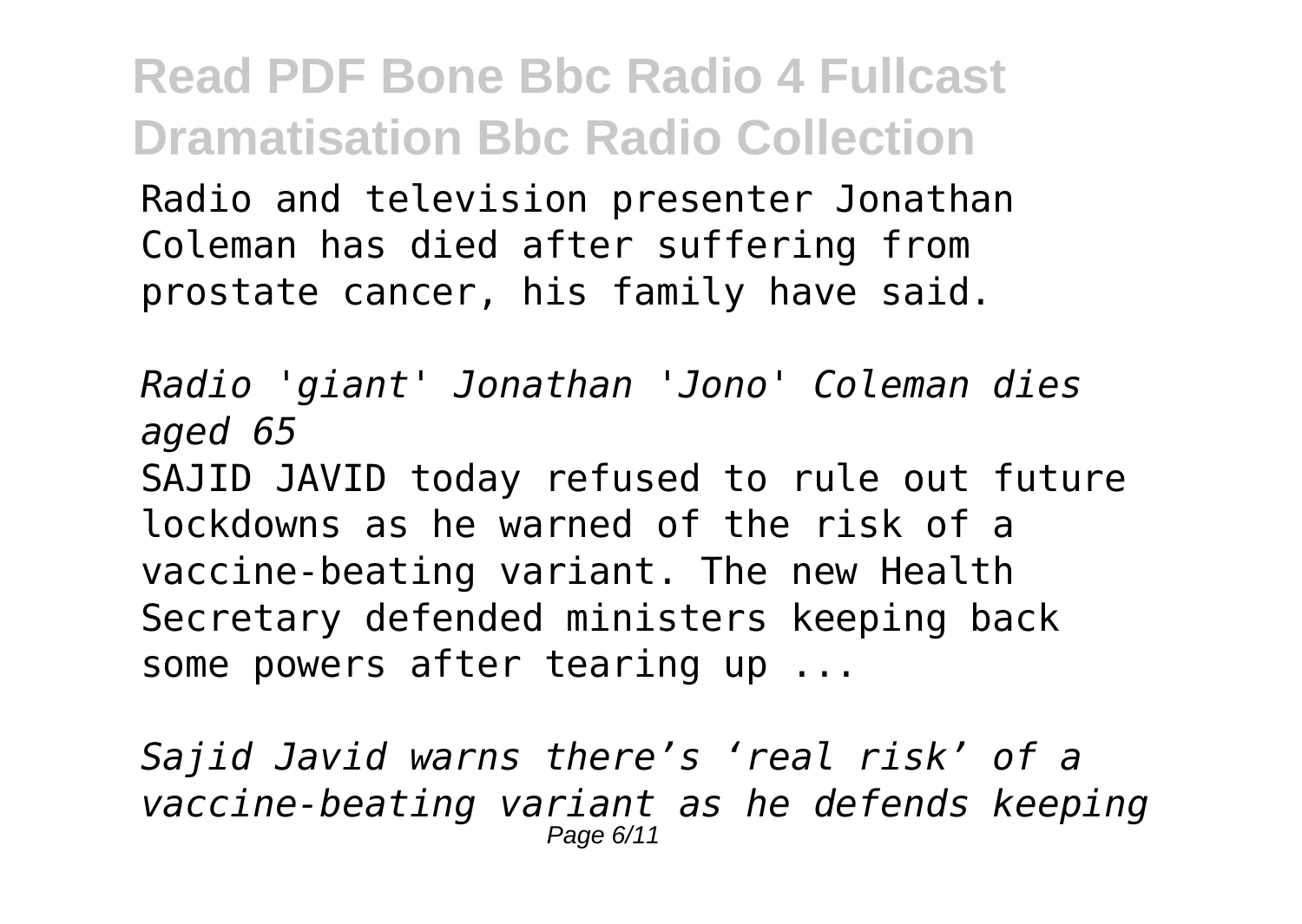Radio and television presenter Jonathan Coleman has died after suffering from prostate cancer, his family have said.

*Radio 'giant' Jonathan 'Jono' Coleman dies aged 65*

SAJID JAVID today refused to rule out future lockdowns as he warned of the risk of a vaccine-beating variant. The new Health Secretary defended ministers keeping back some powers after tearing up ...

*Sajid Javid warns there's 'real risk' of a vaccine-beating variant as he defends keeping*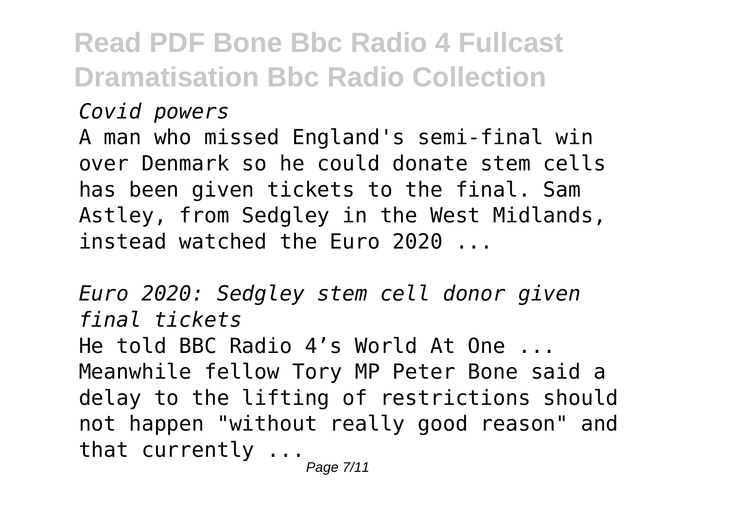*Covid powers*

A man who missed England's semi-final win over Denmark so he could donate stem cells has been given tickets to the final. Sam Astley, from Sedgley in the West Midlands, instead watched the Euro 2020 ...

*Euro 2020: Sedgley stem cell donor given final tickets*

He told BBC Radio 4's World At One ... Meanwhile fellow Tory MP Peter Bone said a delay to the lifting of restrictions should not happen "without really good reason" and that currently ...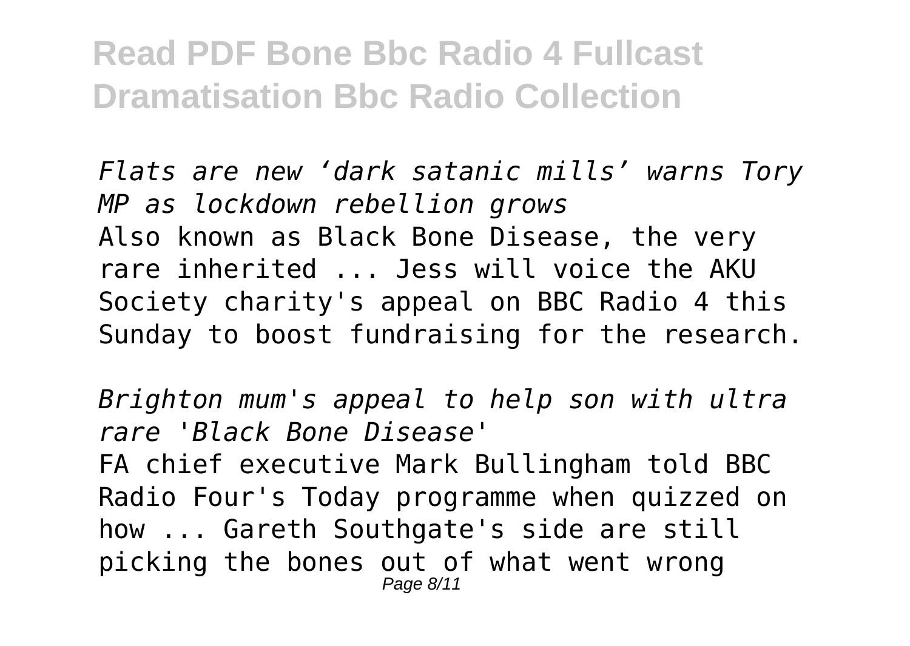*Flats are new 'dark satanic mills' warns Tory MP as lockdown rebellion grows*

Also known as Black Bone Disease, the very rare inherited ... Jess will voice the AKU Society charity's appeal on BBC Radio 4 this Sunday to boost fundraising for the research.

*Brighton mum's appeal to help son with ultra rare 'Black Bone Disease'*

FA chief executive Mark Bullingham told BBC Radio Four's Today programme when quizzed on how ... Gareth Southgate's side are still picking the bones out of what went wrong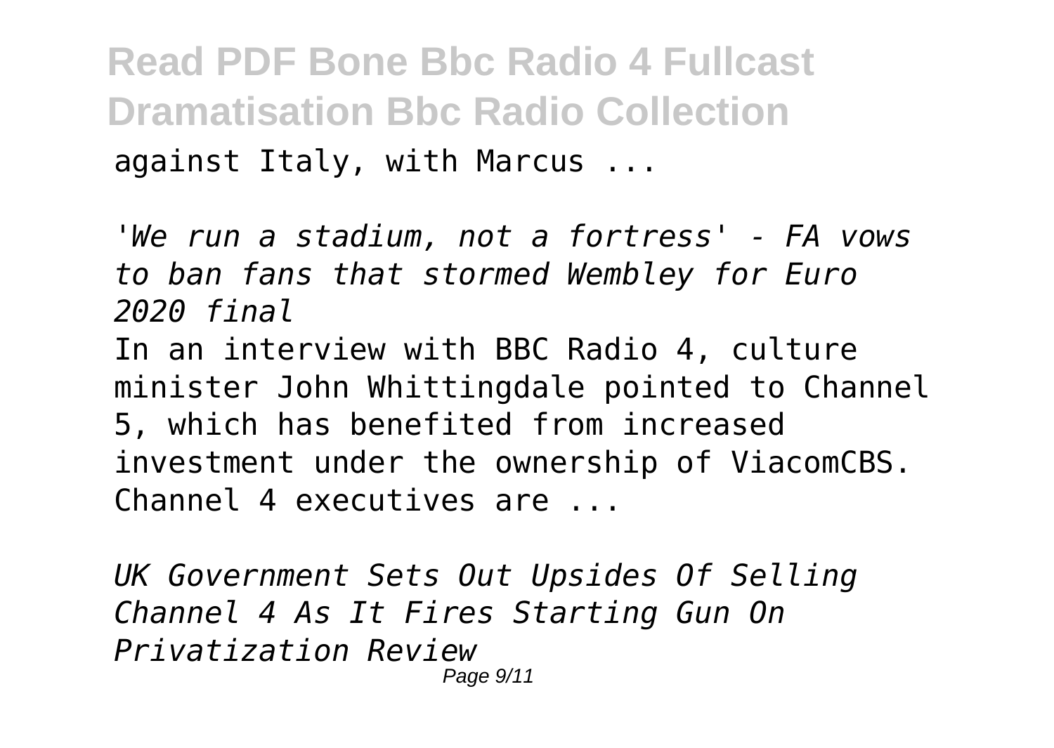against Italy, with Marcus ...

*'We run a stadium, not a fortress' - FA vows to ban fans that stormed Wembley for Euro 2020 final*

In an interview with BBC Radio 4, culture minister John Whittingdale pointed to Channel 5, which has benefited from increased investment under the ownership of ViacomCBS. Channel 4 executives are ...

*UK Government Sets Out Upsides Of Selling Channel 4 As It Fires Starting Gun On Privatization Review*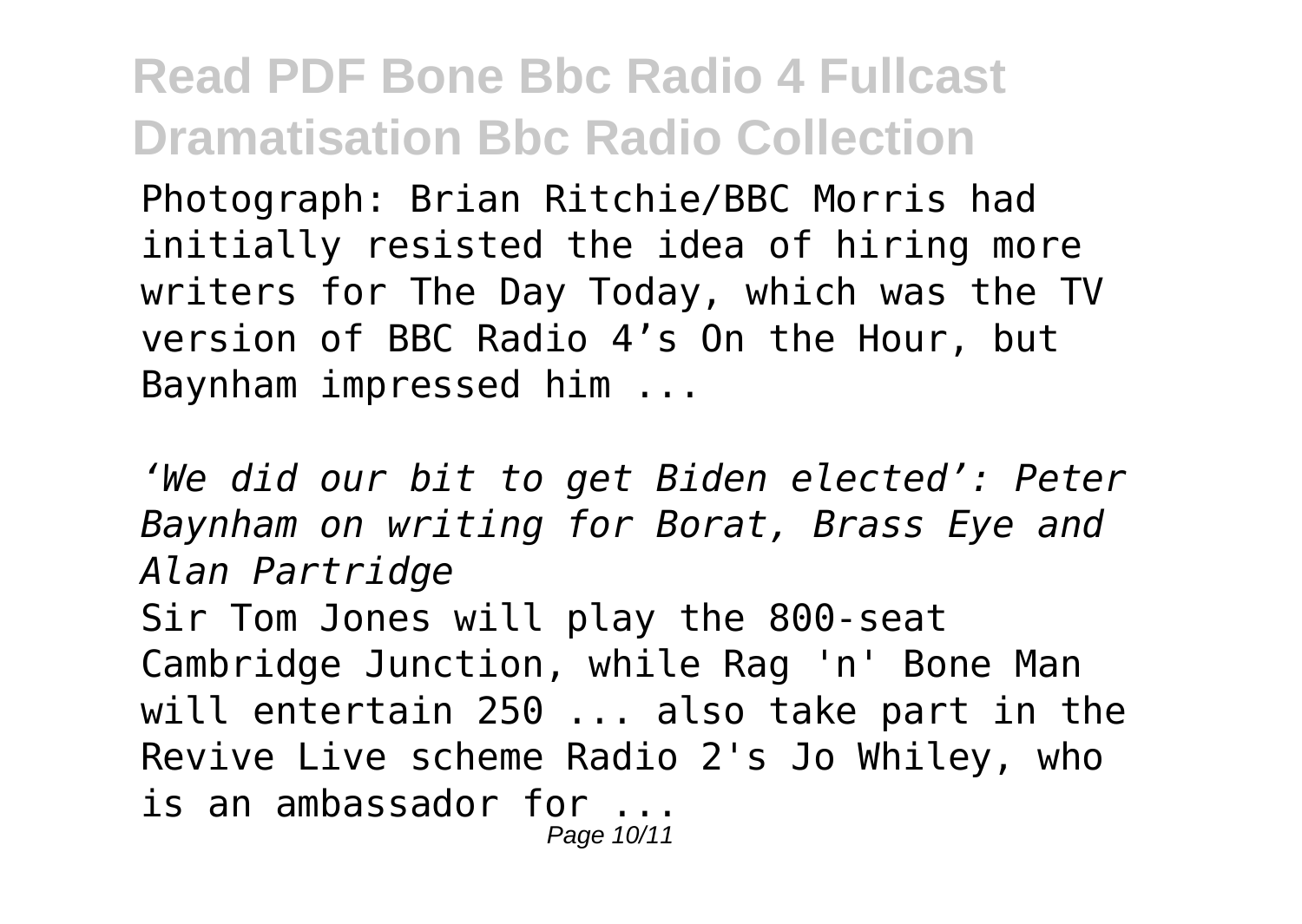Photograph: Brian Ritchie/BBC Morris had initially resisted the idea of hiring more writers for The Day Today, which was the TV version of BBC Radio 4's On the Hour, but Baynham impressed him ...

*'We did our bit to get Biden elected': Peter Baynham on writing for Borat, Brass Eye and Alan Partridge*

Sir Tom Jones will play the 800-seat Cambridge Junction, while Rag 'n' Bone Man will entertain 250 ... also take part in the Revive Live scheme Radio 2's Jo Whiley, who is an ambassador for ...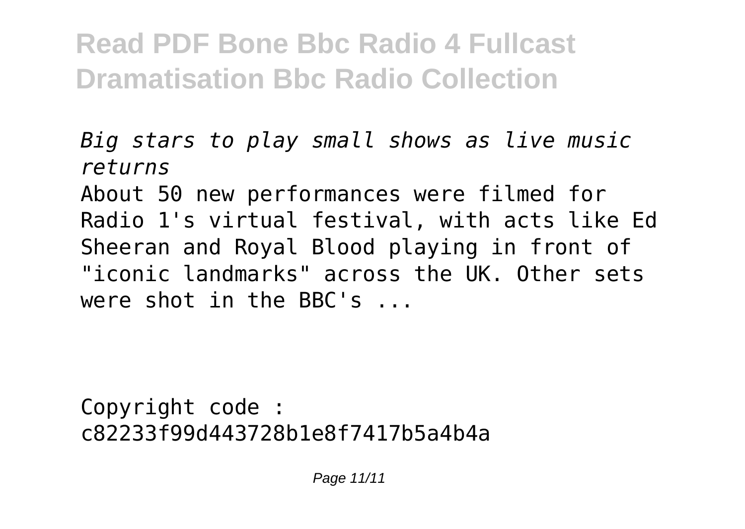*Big stars to play small shows as live music returns*

About 50 new performances were filmed for Radio 1's virtual festival, with acts like Ed Sheeran and Royal Blood playing in front of "iconic landmarks" across the UK. Other sets were shot in the BBC's ...

Copyright code : c82233f99d443728b1e8f7417b5a4b4a